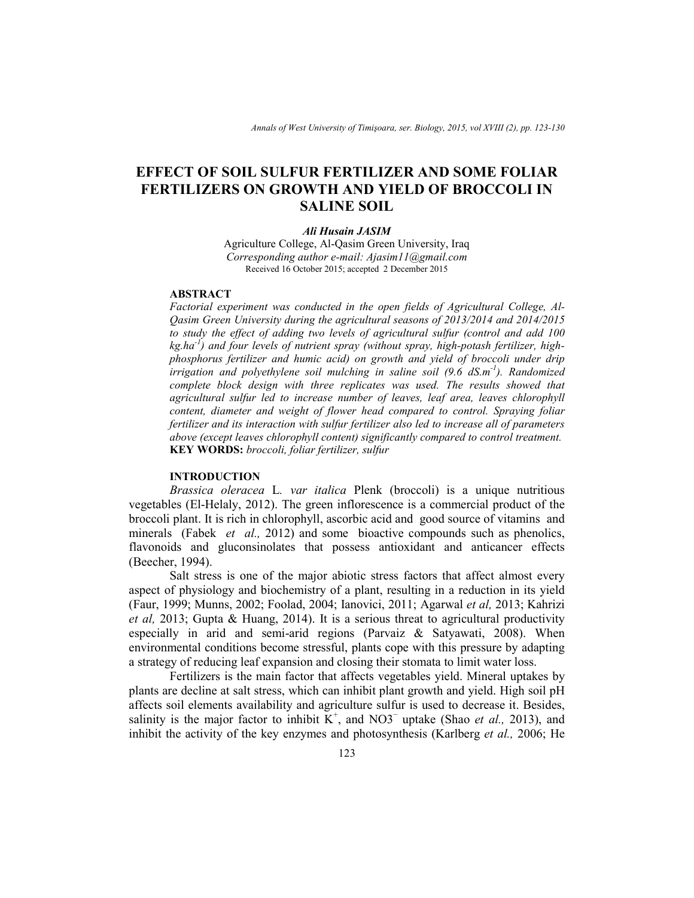# EFFECT OF SOIL SULFUR FERTILIZER AND SOME FOLIAR FERTILIZERS ON GROWTH AND YIELD OF BROCCOLI IN SALINE SOIL

***Ali Husain JASIM***

Agriculture College, Al-Qasim Green University, Iraq

*Corresponding author e-mail: Ajasim11@gmail.com*

Received 16 October 2015; accepted 2 December 2015

## ABSTRACT

*Factorial experiment was conducted in the open fields of Agricultural College, Al-Qasim Green University during the agricultural seasons of 2013/2014 and 2014/2015 to study the effect of adding two levels of agricultural sulfur (control and add 100 kg.ha$^{-1}$) and four levels of nutrient spray (without spray, high-potash fertilizer, high-phosphorus fertilizer and humic acid) on growth and yield of broccoli under drip irrigation and polyethylene soil mulching in saline soil (9.6 dS.m$^{-1}$). Randomized complete block design with three replicates was used. The results showed that agricultural sulfur led to increase number of leaves, leaf area, leaves chlorophyll content, diameter and weight of flower head compared to control. Spraying foliar fertilizer and its interaction with sulfur fertilizer also led to increase all of parameters above (except leaves chlorophyll content) significantly compared to control treatment.*

**KEY WORDS:** *broccoli, foliar fertilizer, sulfur*

## INTRODUCTION

*Brassica oleracea* L. *var italica* Plenk (broccoli) is a unique nutritious vegetables (El-Helaly, 2012). The green inflorescence is a commercial product of the broccoli plant. It is rich in chlorophyll, ascorbic acid and good source of vitamins and minerals (Fabek *et al.,* 2012) and some bioactive compounds such as phenolics, flavonoids and gluconsinolates that possess antioxidant and anticancer effects (Beecher, 1994).

Salt stress is one of the major abiotic stress factors that affect almost every aspect of physiology and biochemistry of a plant, resulting in a reduction in its yield (Faur, 1999; Munns, 2002; Foolad, 2004; Ianovici, 2011; Agarwal *et al,* 2013; Kahrizi *et al,* 2013; Gupta & Huang, 2014). It is a serious threat to agricultural productivity especially in arid and semi-arid regions (Parvaiz & Satyawati, 2008). When environmental conditions become stressful, plants cope with this pressure by adapting a strategy of reducing leaf expansion and closing their stomata to limit water loss.

Fertilizers is the main factor that affects vegetables yield. Mineral uptakes by plants are decline at salt stress, which can inhibit plant growth and yield. High soil pH affects soil elements availability and agriculture sulfur is used to decrease it. Besides, salinity is the major factor to inhibit $K^+$, and $NO3^-$ uptake (Shao *et al.,* 2013), and inhibit the activity of the key enzymes and photosynthesis (Karlberg *et al.,* 2006; He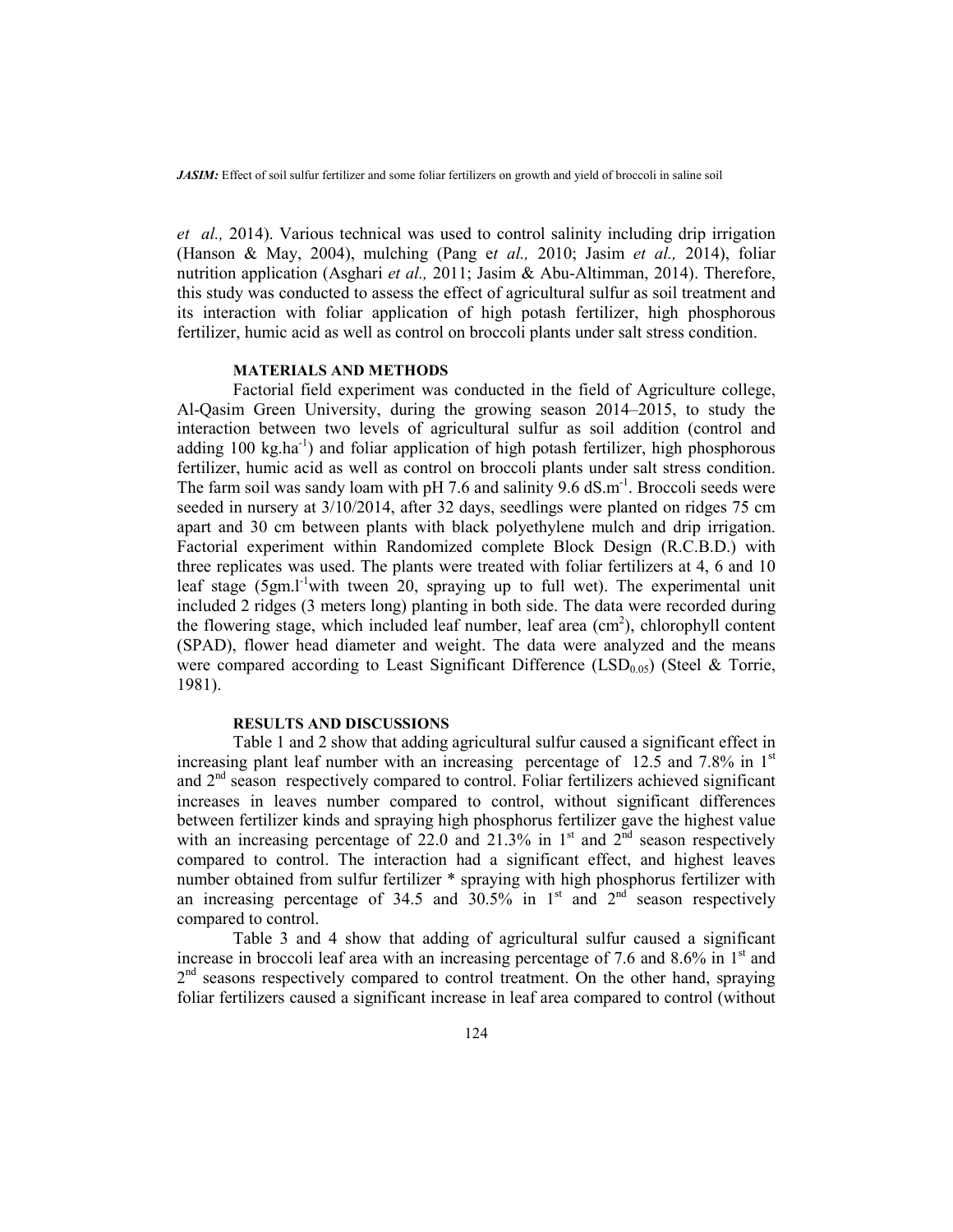*et al.,* 2014). Various technical was used to control salinity including drip irrigation (Hanson & May, 2004), mulching (Pang e*t al.,* 2010; Jasim *et al.,* 2014), foliar nutrition application (Asghari *et al.,* 2011; Jasim & Abu-Altimman, 2014). Therefore, this study was conducted to assess the effect of agricultural sulfur as soil treatment and its interaction with foliar application of high potash fertilizer, high phosphorous fertilizer, humic acid as well as control on broccoli plants under salt stress condition.

## MATERIALS AND METHODS

Factorial field experiment was conducted in the field of Agriculture college, Al-Qasim Green University, during the growing season 2014–2015, to study the interaction between two levels of agricultural sulfur as soil addition (control and adding 100 $kg.ha^{-1}$) and foliar application of high potash fertilizer, high phosphorous fertilizer, humic acid as well as control on broccoli plants under salt stress condition. The farm soil was sandy loam with pH 7.6 and salinity 9.6 $dS.m^{-1}$. Broccoli seeds were seeded in nursery at 3/10/2014, after 32 days, seedlings were planted on ridges 75 cm apart and 30 cm between plants with black polyethylene mulch and drip irrigation. Factorial experiment within Randomized complete Block Design (R.C.B.D.) with three replicates was used. The plants were treated with foliar fertilizers at 4, 6 and 10 leaf stage ($5gm.l^{-1}$with tween 20, spraying up to full wet). The experimental unit included 2 ridges (3 meters long) planting in both side. The data were recorded during the flowering stage, which included leaf number, leaf area ($cm^2$), chlorophyll content (SPAD), flower head diameter and weight. The data were analyzed and the means were compared according to Least Significant Difference ($LSD_{0.05}$) (Steel & Torrie, 1981).

## RESULTS AND DISCUSSIONS

Table 1 and 2 show that adding agricultural sulfur caused a significant effect in increasing plant leaf number with an increasing percentage of 12.5 and 7.8% in 1st and 2nd season respectively compared to control. Foliar fertilizers achieved significant increases in leaves number compared to control, without significant differences between fertilizer kinds and spraying high phosphorus fertilizer gave the highest value with an increasing percentage of 22.0 and 21.3% in 1st and 2nd season respectively compared to control. The interaction had a significant effect, and highest leaves number obtained from sulfur fertilizer * spraying with high phosphorus fertilizer with an increasing percentage of 34.5 and 30.5% in 1st and 2nd season respectively compared to control.

Table 3 and 4 show that adding of agricultural sulfur caused a significant increase in broccoli leaf area with an increasing percentage of 7.6 and 8.6% in 1st and 2nd seasons respectively compared to control treatment. On the other hand, spraying foliar fertilizers caused a significant increase in leaf area compared to control (without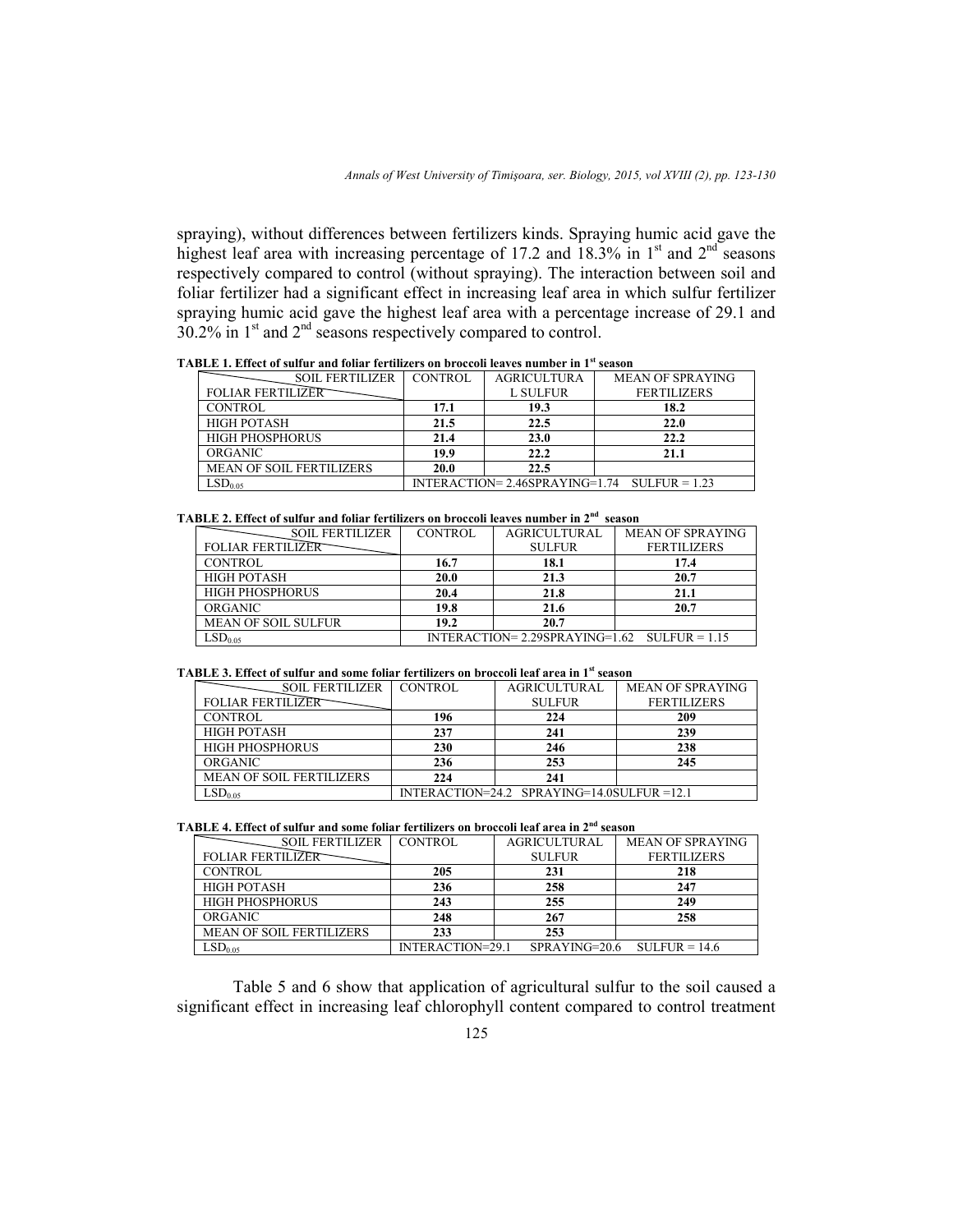spraying), without differences between fertilizers kinds. Spraying humic acid gave the highest leaf area with increasing percentage of 17.2 and 18.3% in 1st and 2nd seasons respectively compared to control (without spraying). The interaction between soil and foliar fertilizer had a significant effect in increasing leaf area in which sulfur fertilizer spraying humic acid gave the highest leaf area with a percentage increase of 29.1 and 30.2% in 1st and 2nd seasons respectively compared to control.

**TABLE 1. Effect of sulfur and foliar fertilizers on broccoli leaves number in 1st season**

| SOIL FERTILIZER / FOLIAR FERTILIZER | CONTROL | AGRICULTURAL SULFUR | MEAN OF SPRAYING FERTILIZERS |
|---|---|---|---|
| CONTROL | **17.1** | **19.3** | **18.2** |
| HIGH POTASH | **21.5** | **22.5** | **22.0** |
| HIGH PHOSPHORUS | **21.4** | **23.0** | **22.2** |
| ORGANIC | **19.9** | **22.2** | **21.1** |
| MEAN OF SOIL FERTILIZERS | **20.0** | **22.5** | |
| $LSD_{0.05}$ | INTERACTION= 2.46SPRAYING=1.74 SULFUR = 1.23 | | |

**TABLE 2. Effect of sulfur and foliar fertilizers on broccoli leaves number in 2nd season**

| SOIL FERTILIZER / FOLIAR FERTILIZER | CONTROL | AGRICULTURAL SULFUR | MEAN OF SPRAYING FERTILIZERS |
|---|---|---|---|
| CONTROL | **16.7** | **18.1** | **17.4** |
| HIGH POTASH | **20.0** | **21.3** | **20.7** |
| HIGH PHOSPHORUS | **20.4** | **21.8** | **21.1** |
| ORGANIC | **19.8** | **21.6** | **20.7** |
| MEAN OF SOIL SULFUR | **19.2** | **20.7** | |
| $LSD_{0.05}$ | INTERACTION= 2.29SPRAYING=1.62 SULFUR = 1.15 | | |

**TABLE 3. Effect of sulfur and some foliar fertilizers on broccoli leaf area in 1st season**

| SOIL FERTILIZER / FOLIAR FERTILIZER | CONTROL | AGRICULTURAL SULFUR | MEAN OF SPRAYING FERTILIZERS |
|---|---|---|---|
| CONTROL | **196** | **224** | **209** |
| HIGH POTASH | **237** | **241** | **239** |
| HIGH PHOSPHORUS | **230** | **246** | **238** |
| ORGANIC | **236** | **253** | **245** |
| MEAN OF SOIL FERTILIZERS | **224** | **241** | |
| $LSD_{0.05}$ | INTERACTION=24.2 SPRAYING=14.0SULFUR =12.1 | | |

**TABLE 4. Effect of sulfur and some foliar fertilizers on broccoli leaf area in 2nd season**

| SOIL FERTILIZER / FOLIAR FERTILIZER | CONTROL | AGRICULTURAL SULFUR | MEAN OF SPRAYING FERTILIZERS |
|---|---|---|---|
| CONTROL | **205** | **231** | **218** |
| HIGH POTASH | **236** | **258** | **247** |
| HIGH PHOSPHORUS | **243** | **255** | **249** |
| ORGANIC | **248** | **267** | **258** |
| MEAN OF SOIL FERTILIZERS | **233** | **253** | |
| $LSD_{0.05}$ | INTERACTION=29.1 | SPRAYING=20.6 | SULFUR = 14.6 |

Table 5 and 6 show that application of agricultural sulfur to the soil caused a significant effect in increasing leaf chlorophyll content compared to control treatment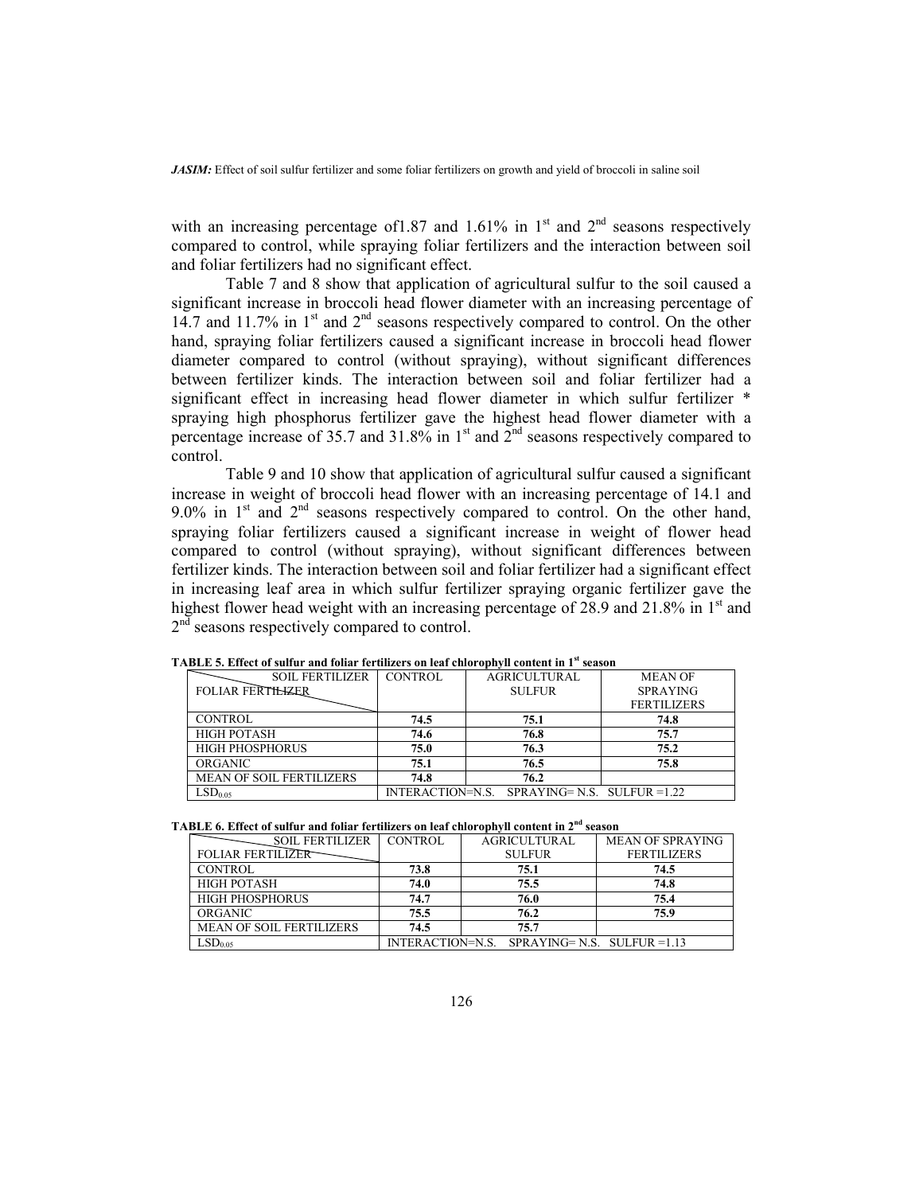with an increasing percentage of1.87 and 1.61% in 1st and 2nd seasons respectively compared to control, while spraying foliar fertilizers and the interaction between soil and foliar fertilizers had no significant effect.

Table 7 and 8 show that application of agricultural sulfur to the soil caused a significant increase in broccoli head flower diameter with an increasing percentage of 14.7 and 11.7% in 1st and 2nd seasons respectively compared to control. On the other hand, spraying foliar fertilizers caused a significant increase in broccoli head flower diameter compared to control (without spraying), without significant differences between fertilizer kinds. The interaction between soil and foliar fertilizer had a significant effect in increasing head flower diameter in which sulfur fertilizer * spraying high phosphorus fertilizer gave the highest head flower diameter with a percentage increase of 35.7 and 31.8% in 1st and 2nd seasons respectively compared to control.

Table 9 and 10 show that application of agricultural sulfur caused a significant increase in weight of broccoli head flower with an increasing percentage of 14.1 and 9.0% in 1st and 2nd seasons respectively compared to control. On the other hand, spraying foliar fertilizers caused a significant increase in weight of flower head compared to control (without spraying), without significant differences between fertilizer kinds. The interaction between soil and foliar fertilizer had a significant effect in increasing leaf area in which sulfur fertilizer spraying organic fertilizer gave the highest flower head weight with an increasing percentage of 28.9 and 21.8% in 1st and 2nd seasons respectively compared to control.

**TABLE 5. Effect of sulfur and foliar fertilizers on leaf chlorophyll content in 1st season**

| SOIL FERTILIZER / FOLIAR FERTILIZER | CONTROL | AGRICULTURAL SULFUR | MEAN OF SPRAYING FERTILIZERS |
|---|---|---|---|
| CONTROL | **74.5** | **75.1** | **74.8** |
| HIGH POTASH | **74.6** | **76.8** | **75.7** |
| HIGH PHOSPHORUS | **75.0** | **76.3** | **75.2** |
| ORGANIC | **75.1** | **76.5** | **75.8** |
| MEAN OF SOIL FERTILIZERS | **74.8** | **76.2** | |
| $LSD_{0.05}$ | INTERACTION=N.S. SPRAYING= N.S. SULFUR =1.22 | | |

**TABLE 6. Effect of sulfur and foliar fertilizers on leaf chlorophyll content in 2nd season**

| SOIL FERTILIZER / FOLIAR FERTILIZER | CONTROL | AGRICULTURAL SULFUR | MEAN OF SPRAYING FERTILIZERS |
|---|---|---|---|
| CONTROL | **73.8** | **75.1** | **74.5** |
| HIGH POTASH | **74.0** | **75.5** | **74.8** |
| HIGH PHOSPHORUS | **74.7** | **76.0** | **75.4** |
| ORGANIC | **75.5** | **76.2** | **75.9** |
| MEAN OF SOIL FERTILIZERS | **74.5** | **75.7** | |
| $LSD_{0.05}$ | INTERACTION=N.S. SPRAYING= N.S. SULFUR =1.13 | | |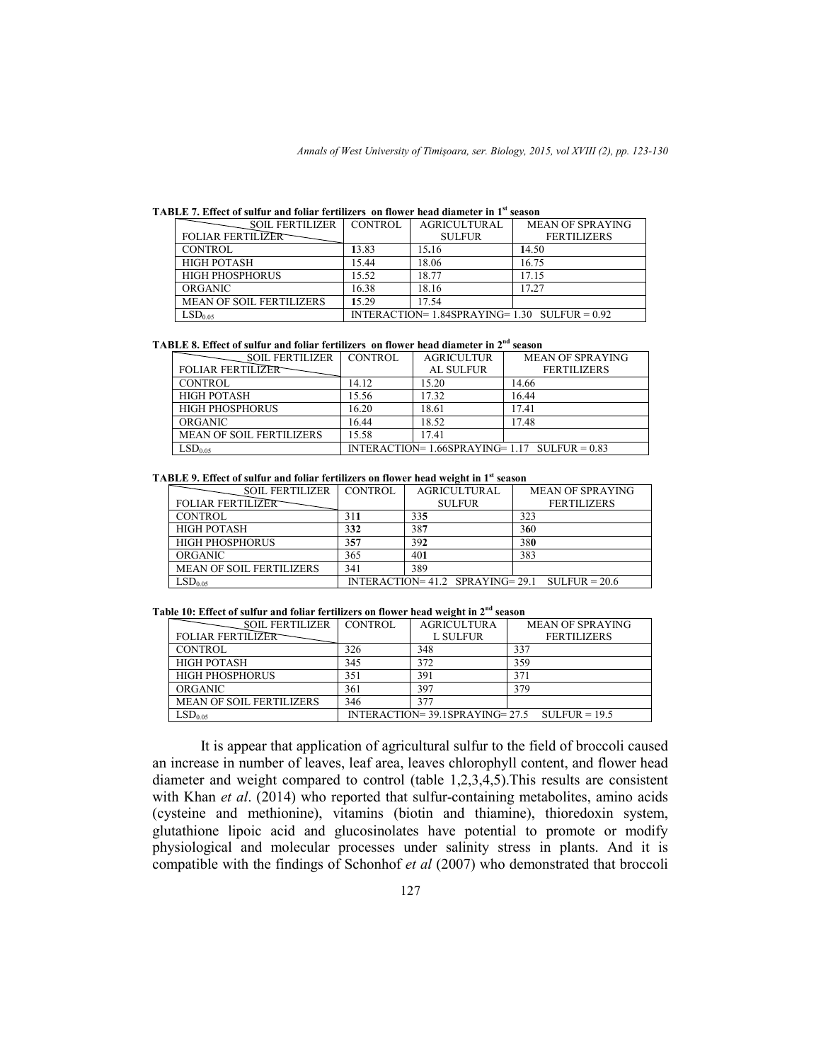**TABLE 7. Effect of sulfur and foliar fertilizers on flower head diameter in 1st season**

| SOIL FERTILIZER / FOLIAR FERTILIZER | CONTROL | AGRICULTURAL SULFUR | MEAN OF SPRAYING FERTILIZERS |
|---|---|---|---|
| CONTROL | 13.83 | 15.16 | 14.50 |
| HIGH POTASH | 15.44 | 18.06 | 16.75 |
| HIGH PHOSPHORUS | 15.52 | 18.77 | 17.15 |
| ORGANIC | 16.38 | 18.16 | 17.27 |
| MEAN OF SOIL FERTILIZERS | 15.29 | 17.54 | |
| $LSD_{0.05}$ | INTERACTION= 1.84SPRAYING= 1.30 SULFUR = 0.92 | | |

**TABLE 8. Effect of sulfur and foliar fertilizers on flower head diameter in 2nd season**

| SOIL FERTILIZER / FOLIAR FERTILIZER | CONTROL | AGRICULTURAL SULFUR | MEAN OF SPRAYING FERTILIZERS |
|---|---|---|---|
| CONTROL | 14.12 | 15.20 | 14.66 |
| HIGH POTASH | 15.56 | 17.32 | 16.44 |
| HIGH PHOSPHORUS | 16.20 | 18.61 | 17.41 |
| ORGANIC | 16.44 | 18.52 | 17.48 |
| MEAN OF SOIL FERTILIZERS | 15.58 | 17.41 | |
| $LSD_{0.05}$ | INTERACTION= 1.66SPRAYING= 1.17 SULFUR = 0.83 | | |

**TABLE 9. Effect of sulfur and foliar fertilizers on flower head weight in 1st season**

| SOIL FERTILIZER / FOLIAR FERTILIZER | CONTROL | AGRICULTURAL SULFUR | MEAN OF SPRAYING FERTILIZERS |
|---|---|---|---|
| CONTROL | 311 | 335 | 323 |
| HIGH POTASH | 332 | 387 | 360 |
| HIGH PHOSPHORUS | 357 | 392 | 380 |
| ORGANIC | 365 | 401 | 383 |
| MEAN OF SOIL FERTILIZERS | 341 | 389 | |
| $LSD_{0.05}$ | INTERACTION= 41.2 SPRAYING= 29.1 SULFUR = 20.6 | | |

**Table 10: Effect of sulfur and foliar fertilizers on flower head weight in 2nd season**

| SOIL FERTILIZER / FOLIAR FERTILIZER | CONTROL | AGRICULTURAL SULFUR | MEAN OF SPRAYING FERTILIZERS |
|---|---|---|---|
| CONTROL | 326 | 348 | 337 |
| HIGH POTASH | 345 | 372 | 359 |
| HIGH PHOSPHORUS | 351 | 391 | 371 |
| ORGANIC | 361 | 397 | 379 |
| MEAN OF SOIL FERTILIZERS | 346 | 377 | |
| $LSD_{0.05}$ | INTERACTION= 39.1SPRAYING= 27.5 SULFUR = 19.5 | | |

It is appear that application of agricultural sulfur to the field of broccoli caused an increase in number of leaves, leaf area, leaves chlorophyll content, and flower head diameter and weight compared to control (table 1,2,3,4,5).This results are consistent with Khan *et al*. (2014) who reported that sulfur-containing metabolites, amino acids (cysteine and methionine), vitamins (biotin and thiamine), thioredoxin system, glutathione lipoic acid and glucosinolates have potential to promote or modify physiological and molecular processes under salinity stress in plants. And it is compatible with the findings of Schonhof *et al* (2007) who demonstrated that broccoli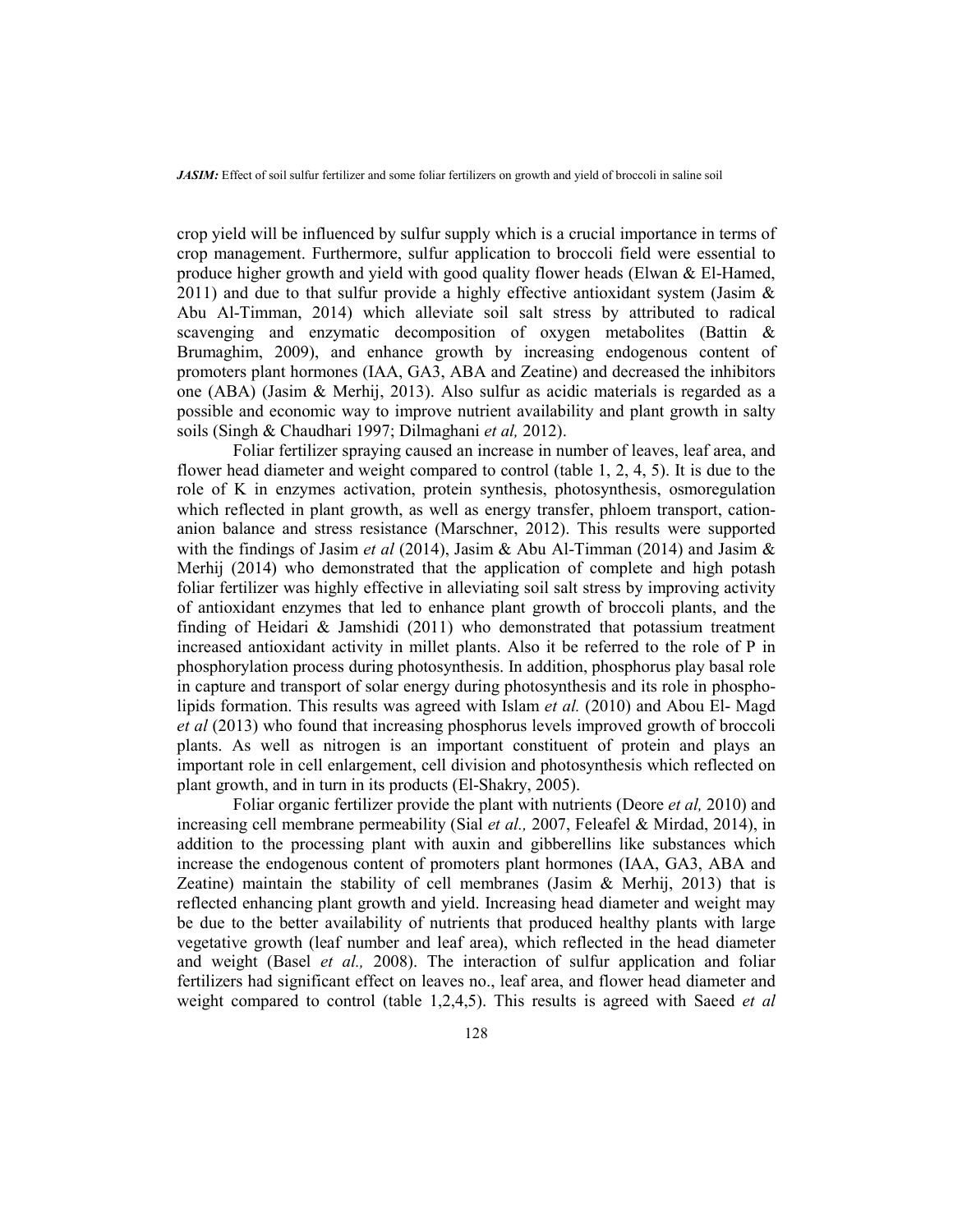crop yield will be influenced by sulfur supply which is a crucial importance in terms of crop management. Furthermore, sulfur application to broccoli field were essential to produce higher growth and yield with good quality flower heads (Elwan & El-Hamed, 2011) and due to that sulfur provide a highly effective antioxidant system (Jasim & Abu Al-Timman, 2014) which alleviate soil salt stress by attributed to radical scavenging and enzymatic decomposition of oxygen metabolites (Battin & Brumaghim, 2009), and enhance growth by increasing endogenous content of promoters plant hormones (IAA, GA3, ABA and Zeatine) and decreased the inhibitors one (ABA) (Jasim & Merhij, 2013). Also sulfur as acidic materials is regarded as a possible and economic way to improve nutrient availability and plant growth in salty soils (Singh & Chaudhari 1997; Dilmaghani *et al,* 2012).

Foliar fertilizer spraying caused an increase in number of leaves, leaf area, and flower head diameter and weight compared to control (table 1, 2, 4, 5). It is due to the role of K in enzymes activation, protein synthesis, photosynthesis, osmoregulation which reflected in plant growth, as well as energy transfer, phloem transport, cation-anion balance and stress resistance (Marschner, 2012). This results were supported with the findings of Jasim *et al* (2014), Jasim & Abu Al-Timman (2014) and Jasim & Merhij (2014) who demonstrated that the application of complete and high potash foliar fertilizer was highly effective in alleviating soil salt stress by improving activity of antioxidant enzymes that led to enhance plant growth of broccoli plants, and the finding of Heidari & Jamshidi (2011) who demonstrated that potassium treatment increased antioxidant activity in millet plants. Also it be referred to the role of P in phosphorylation process during photosynthesis. In addition, phosphorus play basal role in capture and transport of solar energy during photosynthesis and its role in phospholipids formation. This results was agreed with Islam *et al.* (2010) and Abou El- Magd *et al* (2013) who found that increasing phosphorus levels improved growth of broccoli plants. As well as nitrogen is an important constituent of protein and plays an important role in cell enlargement, cell division and photosynthesis which reflected on plant growth, and in turn in its products (El-Shakry, 2005).

Foliar organic fertilizer provide the plant with nutrients (Deore *et al,* 2010) and increasing cell membrane permeability (Sial *et al.,* 2007, Feleafel & Mirdad, 2014), in addition to the processing plant with auxin and gibberellins like substances which increase the endogenous content of promoters plant hormones (IAA, GA3, ABA and Zeatine) maintain the stability of cell membranes (Jasim & Merhij, 2013) that is reflected enhancing plant growth and yield. Increasing head diameter and weight may be due to the better availability of nutrients that produced healthy plants with large vegetative growth (leaf number and leaf area), which reflected in the head diameter and weight (Basel *et al.,* 2008). The interaction of sulfur application and foliar fertilizers had significant effect on leaves no., leaf area, and flower head diameter and weight compared to control (table 1,2,4,5). This results is agreed with Saeed *et al*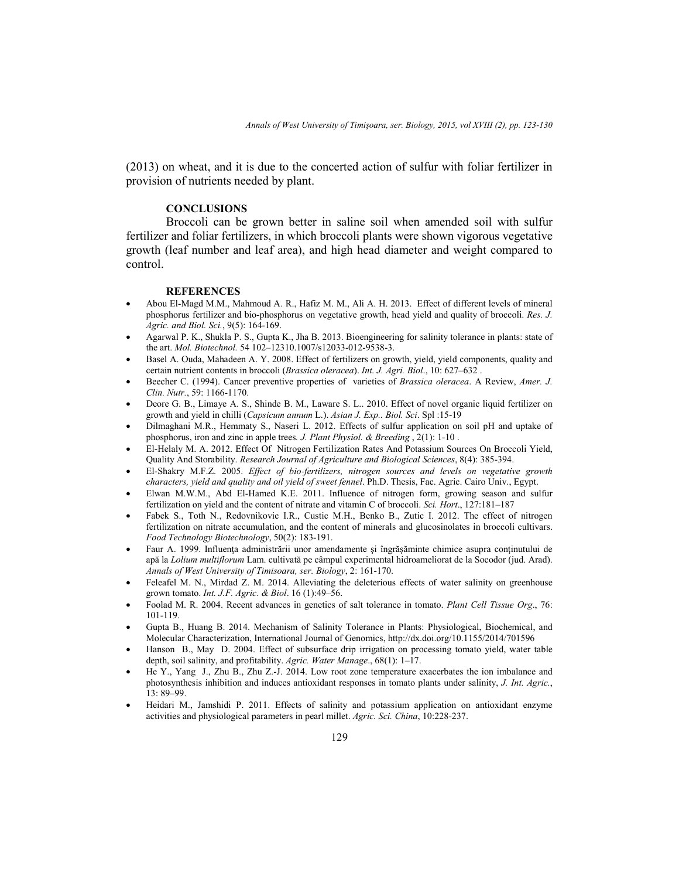(2013) on wheat, and it is due to the concerted action of sulfur with foliar fertilizer in provision of nutrients needed by plant.

## CONCLUSIONS

Broccoli can be grown better in saline soil when amended soil with sulfur fertilizer and foliar fertilizers, in which broccoli plants were shown vigorous vegetative growth (leaf number and leaf area), and high head diameter and weight compared to control.

## REFERENCES

- Abou El-Magd M.M., Mahmoud A. R., Hafiz M. M., Ali A. H. 2013. Effect of different levels of mineral phosphorus fertilizer and bio-phosphorus on vegetative growth, head yield and quality of broccoli. *Res. J. Agric. and Biol. Sci.*, 9(5): 164-169.
- Agarwal P. K., Shukla P. S., Gupta K., Jha B. 2013. Bioengineering for salinity tolerance in plants: state of the art. *Mol. Biotechnol.* 54 102–12310.1007/s12033-012-9538-3.
- Basel A. Ouda, Mahadeen A. Y. 2008. Effect of fertilizers on growth, yield, yield components, quality and certain nutrient contents in broccoli (*Brassica oleracea*). *Int. J. Agri. Biol*., 10: 627–632 .
- Beecher C. (1994). Cancer preventive properties of varieties of *Brassica oleracea*. A Review, *Amer. J. Clin. Nutr.*, 59: 1166-1170.
- Deore G. B., Limaye A. S., Shinde B. M., Laware S. L.. 2010. Effect of novel organic liquid fertilizer on growth and yield in chilli (*Capsicum annum* L.). *Asian J. Exp.. Biol. Sci*. Spl :15-19
- Dilmaghani M.R., Hemmaty S., Naseri L. 2012. Effects of sulfur application on soil pH and uptake of phosphorus, iron and zinc in apple trees*. J. Plant Physiol. & Breeding* , 2(1): 1-10 .
- El-Helaly M. A. 2012. Effect Of Nitrogen Fertilization Rates And Potassium Sources On Broccoli Yield, Quality And Storability. *Research Journal of Agriculture and Biological Sciences*, 8(4): 385-394.
- El-Shakry M.F.Z. 2005. *Effect of bio-fertilizers, nitrogen sources and levels on vegetative growth characters, yield and quality and oil yield of sweet fennel*. Ph.D. Thesis, Fac. Agric. Cairo Univ., Egypt.
- Elwan M.W.M., Abd El-Hamed K.E. 2011. Influence of nitrogen form, growing season and sulfur fertilization on yield and the content of nitrate and vitamin C of broccoli. *Sci. Hort*., 127:181–187
- Fabek S., Toth N., Redovnikovic I.R., Custic M.H., Benko B., Zutic I. 2012. The effect of nitrogen fertilization on nitrate accumulation, and the content of minerals and glucosinolates in broccoli cultivars. *Food Technology Biotechnology*, 50(2): 183-191.
- Faur A. 1999. Influenţa administrării unor amendamente şi îngrăşăminte chimice asupra conţinutului de apă la *Lolium multiflorum* Lam. cultivată pe câmpul experimental hidroameliorat de la Socodor (jud. Arad). *Annals of West University of Timisoara, ser. Biology*, 2: 161-170.
- Feleafel M. N., Mirdad Z. M. 2014. Alleviating the deleterious effects of water salinity on greenhouse grown tomato. *Int. J.F. Agric. & Biol*. 16 (1):49–56.
- Foolad M. R. 2004. Recent advances in genetics of salt tolerance in tomato. *Plant Cell Tissue Org*., 76: 101-119.
- Gupta B., Huang B. 2014. Mechanism of Salinity Tolerance in Plants: Physiological, Biochemical, and Molecular Characterization, International Journal of Genomics, http://dx.doi.org/10.1155/2014/701596
- Hanson B., May D. 2004. Effect of subsurface drip irrigation on processing tomato yield, water table depth, soil salinity, and profitability. *Agric. Water Manage*., 68(1): 1–17.
- He Y., Yang J., Zhu B., Zhu Z.-J. 2014. Low root zone temperature exacerbates the ion imbalance and photosynthesis inhibition and induces antioxidant responses in tomato plants under salinity, *J. Int. Agric.*, 13: 89–99.
- Heidari M., Jamshidi P. 2011. Effects of salinity and potassium application on antioxidant enzyme activities and physiological parameters in pearl millet. *Agric. Sci. China*, 10:228-237.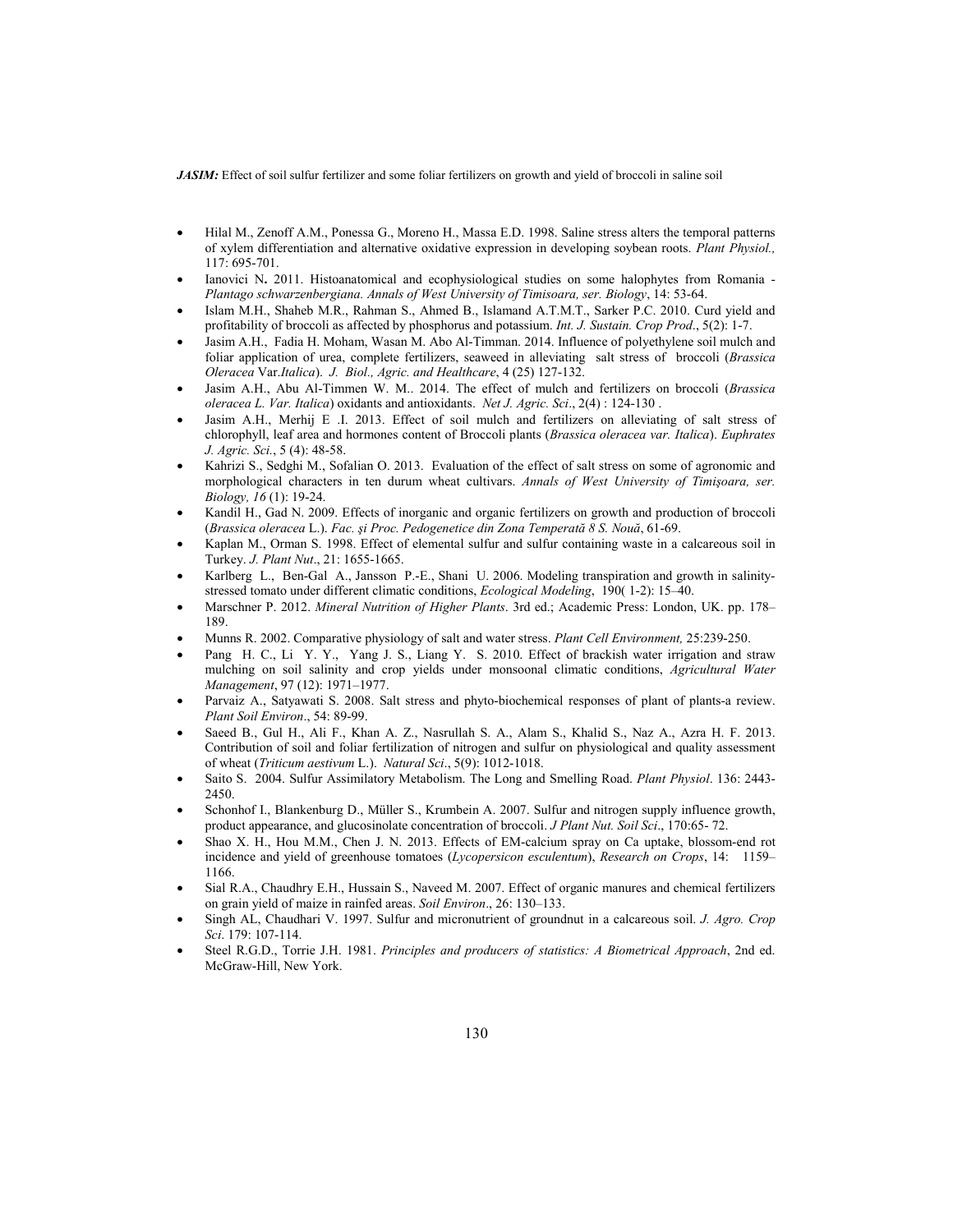- Hilal M., Zenoff A.M., Ponessa G., Moreno H., Massa E.D. 1998. Saline stress alters the temporal patterns of xylem differentiation and alternative oxidative expression in developing soybean roots. *Plant Physiol.,* 117: 695-701.
- Ianovici N**.** 2011. Histoanatomical and ecophysiological studies on some halophytes from Romania - *Plantago schwarzenbergiana. Annals of West University of Timisoara, ser. Biology*, 14: 53-64.
- Islam M.H., Shaheb M.R., Rahman S., Ahmed B., Islamand A.T.M.T., Sarker P.C. 2010. Curd yield and profitability of broccoli as affected by phosphorus and potassium. *Int. J. Sustain. Crop Prod*., 5(2): 1-7.
- Jasim A.H., Fadia H. Moham, Wasan M. Abo Al-Timman. 2014. Influence of polyethylene soil mulch and foliar application of urea, complete fertilizers, seaweed in alleviating salt stress of broccoli (*Brassica Oleracea* Var.*Italica*). *J. Biol., Agric. and Healthcare*, 4 (25) 127-132.
- Jasim A.H., Abu Al-Timmen W. M.. 2014. The effect of mulch and fertilizers on broccoli (*Brassica oleracea L. Var. Italica*) oxidants and antioxidants. *Net J. Agric. Sci*., 2(4) : 124-130 .
- Jasim A.H., Merhij E .I. 2013. Effect of soil mulch and fertilizers on alleviating of salt stress of chlorophyll, leaf area and hormones content of Broccoli plants (*Brassica oleracea var. Italica*). *Euphrates J. Agric. Sci.*, 5 (4): 48-58.
- Kahrizi S., Sedghi M., Sofalian O. 2013. Evaluation of the effect of salt stress on some of agronomic and morphological characters in ten durum wheat cultivars. *Annals of West University of Timişoara, ser. Biology, 16* (1): 19-24.
- Kandil H., Gad N. 2009. Effects of inorganic and organic fertilizers on growth and production of broccoli (*Brassica oleracea* L.). *Fac. şi Proc. Pedogenetice din Zona Temperată 8 S. Nouă*, 61-69.
- Kaplan M., Orman S. 1998. Effect of elemental sulfur and sulfur containing waste in a calcareous soil in Turkey. *J. Plant Nut*., 21: 1655-1665.
- Karlberg L., Ben-Gal A., Jansson P.-E., Shani U. 2006. Modeling transpiration and growth in salinity-stressed tomato under different climatic conditions, *Ecological Modeling*, 190( 1-2): 15–40.
- Marschner P. 2012. *Mineral Nutrition of Higher Plants*. 3rd ed.; Academic Press: London, UK. pp. 178–189.
- Munns R. 2002. Comparative physiology of salt and water stress. *Plant Cell Environment,* 25:239-250.
- Pang H. C., Li Y. Y., Yang J. S., Liang Y. S. 2010. Effect of brackish water irrigation and straw mulching on soil salinity and crop yields under monsoonal climatic conditions, *Agricultural Water Management*, 97 (12): 1971–1977.
- Parvaiz A., Satyawati S. 2008. Salt stress and phyto-biochemical responses of plant of plants-a review. *Plant Soil Environ*., 54: 89-99.
- Saeed B., Gul H., Ali F., Khan A. Z., Nasrullah S. A., Alam S., Khalid S., Naz A., Azra H. F. 2013. Contribution of soil and foliar fertilization of nitrogen and sulfur on physiological and quality assessment of wheat (*Triticum aestivum* L.). *Natural Sci*., 5(9): 1012-1018.
- Saito S. 2004. Sulfur Assimilatory Metabolism. The Long and Smelling Road. *Plant Physiol*. 136: 2443-2450.
- Schonhof I., Blankenburg D., Müller S., Krumbein A. 2007. Sulfur and nitrogen supply influence growth, product appearance, and glucosinolate concentration of broccoli. *J Plant Nut. Soil Sci*., 170:65- 72.
- Shao X. H., Hou M.M., Chen J. N. 2013. Effects of EM-calcium spray on Ca uptake, blossom-end rot incidence and yield of greenhouse tomatoes (*Lycopersicon esculentum*), *Research on Crops*, 14: 1159–1166.
- Sial R.A., Chaudhry E.H., Hussain S., Naveed M. 2007. Effect of organic manures and chemical fertilizers on grain yield of maize in rainfed areas. *Soil Environ*., 26: 130–133.
- Singh AL, Chaudhari V. 1997. Sulfur and micronutrient of groundnut in a calcareous soil. *J. Agro. Crop Sci*. 179: 107-114.
- Steel R.G.D., Torrie J.H. 1981. *Principles and producers of statistics: A Biometrical Approach*, 2nd ed. McGraw-Hill, New York.